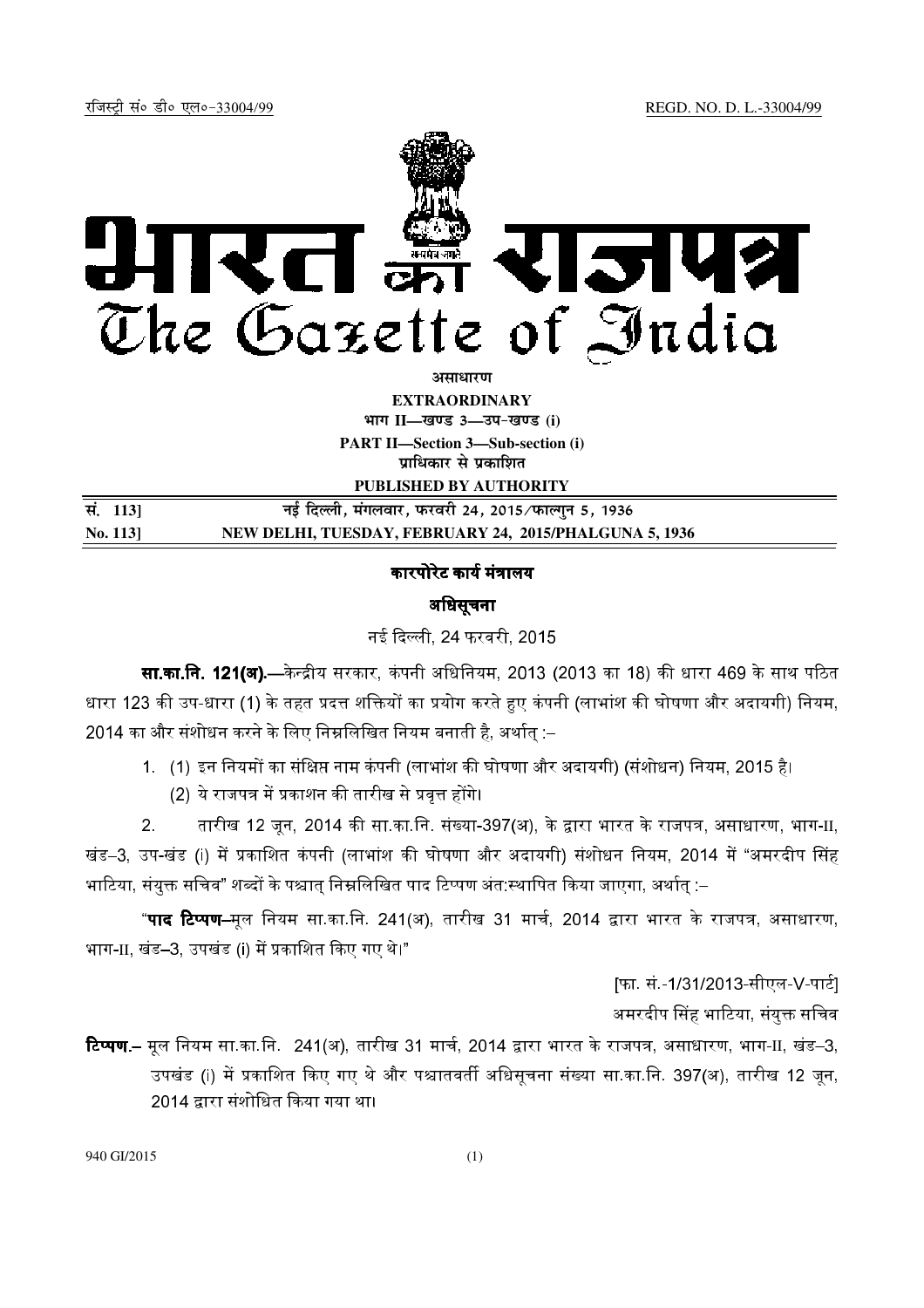रजिस्ट्री सं० डी० एल०-33004/99 REGD. NO. D. L.-33004/99

# भारत का राजपत्र
# The Gazette of India

**असाधारण**

**EXTRAORDINARY**

**भाग II—खण्ड 3—उप-खण्ड (i)**

**PART II—Section 3—Sub-section (i)**

**प्राधिकार से प्रकाशित**

**PUBLISHED BY AUTHORITY**

| सं. 113] | नई दिल्ली, मंगलवार, फरवरी 24, 2015/फाल्गुन 5, 1936 |
|---|---|
| **No. 113]** | **NEW DELHI, TUESDAY, FEBRUARY 24, 2015/PHALGUNA 5, 1936** |

## कारपोरेट कार्य मंत्रालय

### अधिसूचना

नई दिल्ली, 24 फरवरी, 2015

**सा.का.नि. 121(अ).**—केन्द्रीय सरकार, कंपनी अधिनियम, 2013 (2013 का 18) की धारा 469 के साथ पठित धारा 123 की उप-धारा (1) के तहत प्रदत्त शक्तियों का प्रयोग करते हुए कंपनी (लाभांश की घोषणा और अदायगी) नियम, 2014 का और संशोधन करने के लिए निम्नलिखित नियम बनाती है, अर्थात् :–

1. (1) इन नियमों का संक्षिप्त नाम कंपनी (लाभांश की घोषणा और अदायगी) (संशोधन) नियम, 2015 है।

   (2) ये राजपत्र में प्रकाशन की तारीख से प्रवृत्त होंगे।

2. तारीख 12 जून, 2014 की सा.का.नि. संख्या-397(अ), के द्वारा भारत के राजपत्र, असाधारण, भाग-II, खंड–3, उप-खंड (i) में प्रकाशित कंपनी (लाभांश की घोषणा और अदायगी) संशोधन नियम, 2014 में "अमरदीप सिंह भाटिया, संयुक्त सचिव" शब्दों के पश्चात् निम्नलिखित पाद टिप्पण अंत:स्थापित किया जाएगा, अर्थात् :–

"**पाद टिप्पण**–मूल नियम सा.का.नि. 241(अ), तारीख 31 मार्च, 2014 द्वारा भारत के राजपत्र, असाधारण, भाग-II, खंड–3, उपखंड (i) में प्रकाशित किए गए थे।"

[फा. सं.-1/31/2013-सीएल-V-पार्ट]

अमरदीप सिंह भाटिया, संयुक्त सचिव

**टिप्पण.**– मूल नियम सा.का.नि. 241(अ), तारीख 31 मार्च, 2014 द्वारा भारत के राजपत्र, असाधारण, भाग-II, खंड–3, उपखंड (i) में प्रकाशित किए गए थे और पश्चातवर्ती अधिसूचना संख्या सा.का.नि. 397(अ), तारीख 12 जून, 2014 द्वारा संशोधित किया गया था।

940 GI/2015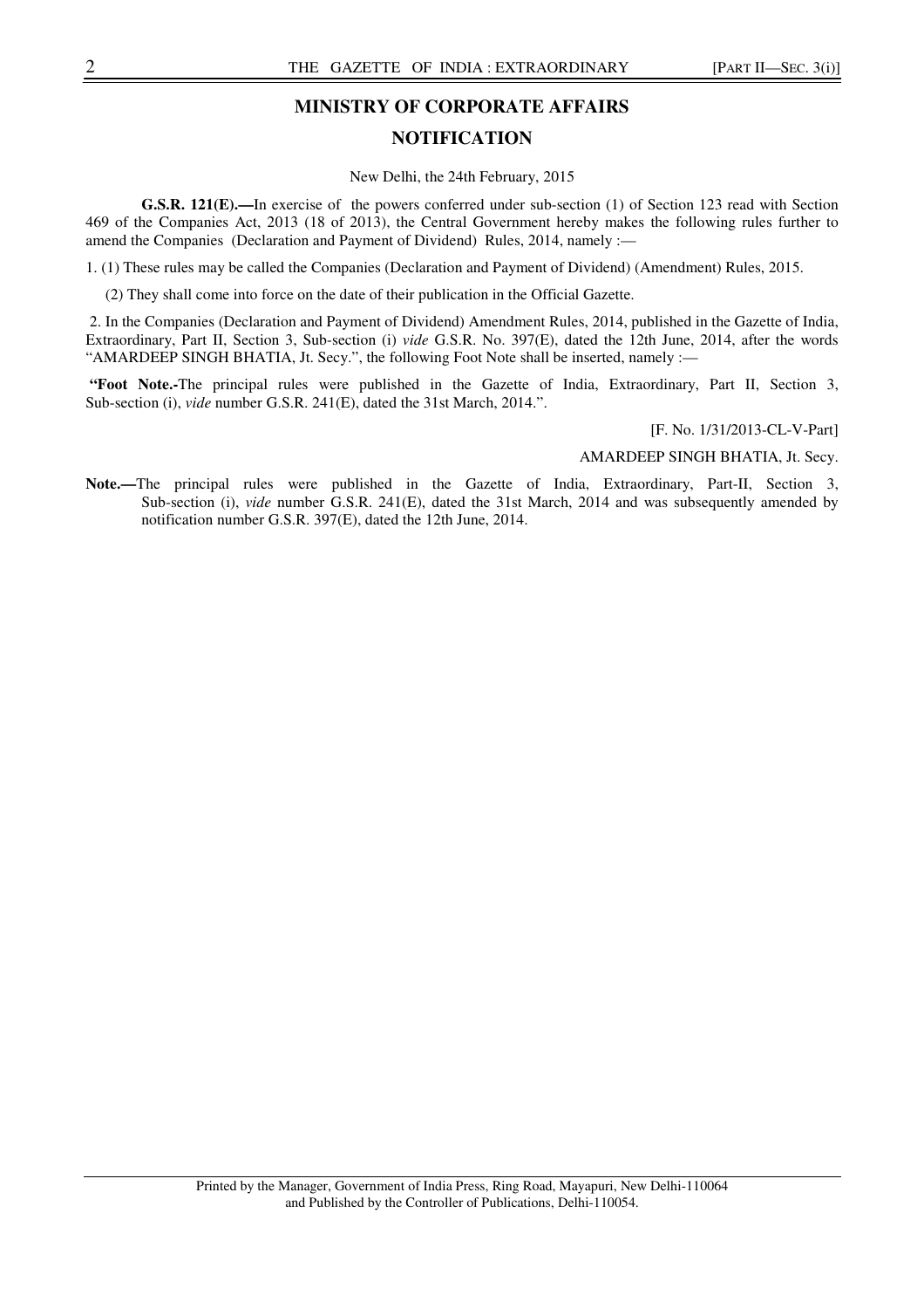## MINISTRY OF CORPORATE AFFAIRS

## NOTIFICATION

New Delhi, the 24th February, 2015

**G.S.R. 121(E).—**In exercise of the powers conferred under sub-section (1) of Section 123 read with Section 469 of the Companies Act, 2013 (18 of 2013), the Central Government hereby makes the following rules further to amend the Companies (Declaration and Payment of Dividend) Rules, 2014, namely :—

1. (1) These rules may be called the Companies (Declaration and Payment of Dividend) (Amendment) Rules, 2015.

(2) They shall come into force on the date of their publication in the Official Gazette.

2. In the Companies (Declaration and Payment of Dividend) Amendment Rules, 2014, published in the Gazette of India, Extraordinary, Part II, Section 3, Sub-section (i) *vide* G.S.R. No. 397(E), dated the 12th June, 2014, after the words "AMARDEEP SINGH BHATIA, Jt. Secy.", the following Foot Note shall be inserted, namely :—

**"Foot Note.-**The principal rules were published in the Gazette of India, Extraordinary, Part II, Section 3, Sub-section (i), *vide* number G.S.R. 241(E), dated the 31st March, 2014.".

[F. No. 1/31/2013-CL-V-Part]

AMARDEEP SINGH BHATIA, Jt. Secy.

**Note.—**The principal rules were published in the Gazette of India, Extraordinary, Part-II, Section 3, Sub-section (i), *vide* number G.S.R. 241(E), dated the 31st March, 2014 and was subsequently amended by notification number G.S.R. 397(E), dated the 12th June, 2014.

Printed by the Manager, Government of India Press, Ring Road, Mayapuri, New Delhi-110064
and Published by the Controller of Publications, Delhi-110054.